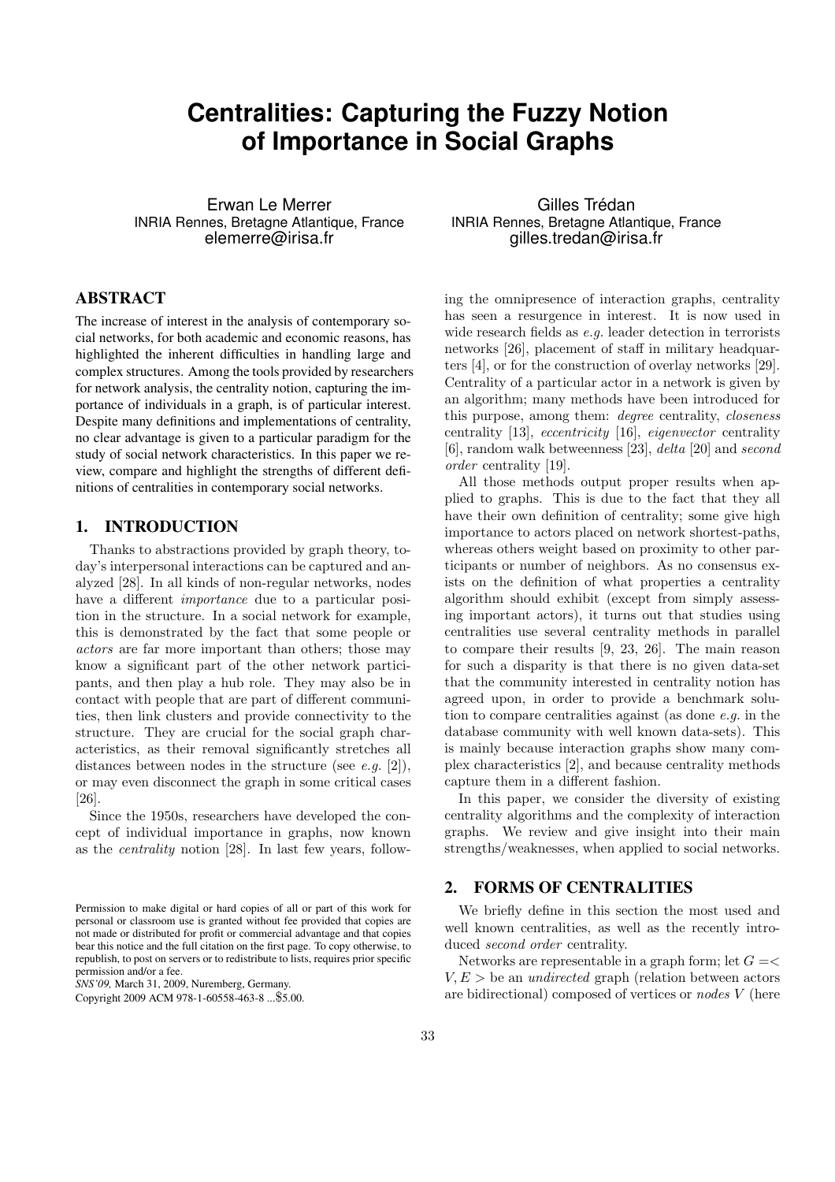# Centralities: Capturing the Fuzzy Notion of Importance in Social Graphs

Erwan Le Merrer
INRIA Rennes, Bretagne Atlantique, France
elemerre@irisa.fr

Gilles Trédan
INRIA Rennes, Bretagne Atlantique, France
gilles.tredan@irisa.fr

## ABSTRACT

The increase of interest in the analysis of contemporary social networks, for both academic and economic reasons, has highlighted the inherent difficulties in handling large and complex structures. Among the tools provided by researchers for network analysis, the centrality notion, capturing the importance of individuals in a graph, is of particular interest. Despite many definitions and implementations of centrality, no clear advantage is given to a particular paradigm for the study of social network characteristics. In this paper we review, compare and highlight the strengths of different definitions of centralities in contemporary social networks.

## 1. INTRODUCTION

Thanks to abstractions provided by graph theory, today's interpersonal interactions can be captured and analyzed [28]. In all kinds of non-regular networks, nodes have a different *importance* due to a particular position in the structure. In a social network for example, this is demonstrated by the fact that some people or *actors* are far more important than others; those may know a significant part of the other network participants, and then play a hub role. They may also be in contact with people that are part of different communities, then link clusters and provide connectivity to the structure. They are crucial for the social graph characteristics, as their removal significantly stretches all distances between nodes in the structure (see *e.g.* [2]), or may even disconnect the graph in some critical cases [26].

Since the 1950s, researchers have developed the concept of individual importance in graphs, now known as the *centrality* notion [28]. In last few years, following the omnipresence of interaction graphs, centrality has seen a resurgence in interest. It is now used in wide research fields as *e.g.* leader detection in terrorists networks [26], placement of staff in military headquarters [4], or for the construction of overlay networks [29]. Centrality of a particular actor in a network is given by an algorithm; many methods have been introduced for this purpose, among them: *degree* centrality, *closeness* centrality [13], *eccentricity* [16], *eigenvector* centrality [6], random walk betweenness [23], *delta* [20] and *second order* centrality [19].

All those methods output proper results when applied to graphs. This is due to the fact that they all have their own definition of centrality; some give high importance to actors placed on network shortest-paths, whereas others weight based on proximity to other participants or number of neighbors. As no consensus exists on the definition of what properties a centrality algorithm should exhibit (except from simply assessing important actors), it turns out that studies using centralities use several centrality methods in parallel to compare their results [9, 23, 26]. The main reason for such a disparity is that there is no given data-set that the community interested in centrality notion has agreed upon, in order to provide a benchmark solution to compare centralities against (as done *e.g.* in the database community with well known data-sets). This is mainly because interaction graphs show many complex characteristics [2], and because centrality methods capture them in a different fashion.

In this paper, we consider the diversity of existing centrality algorithms and the complexity of interaction graphs. We review and give insight into their main strengths/weaknesses, when applied to social networks.

## 2. FORMS OF CENTRALITIES

We briefly define in this section the most used and well known centralities, as well as the recently introduced *second order* centrality.

Networks are representable in a graph form; let $G = < V, E >$ be an *undirected* graph (relation between actors are bidirectional) composed of vertices or *nodes* $V$ (here

Permission to make digital or hard copies of all or part of this work for personal or classroom use is granted without fee provided that copies are not made or distributed for profit or commercial advantage and that copies bear this notice and the full citation on the first page. To copy otherwise, to republish, to post on servers or to redistribute to lists, requires prior specific permission and/or a fee.
*SNS'09,* March 31, 2009, Nuremberg, Germany.
Copyright 2009 ACM 978-1-60558-463-8 ...$5.00.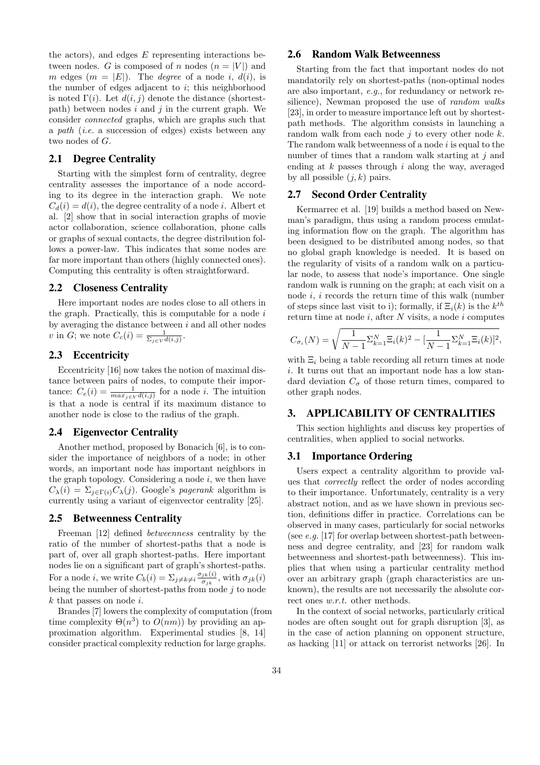the actors), and edges $E$ representing interactions between nodes. $G$ is composed of $n$ nodes ($n = |V|$) and $m$ edges ($m = |E|$). The *degree* of a node $i$, $d(i)$, is the number of edges adjacent to $i$; this neighborhood is noted $\Gamma(i)$. Let $d(i, j)$ denote the distance (shortest-path) between nodes $i$ and $j$ in the current graph. We consider *connected* graphs, which are graphs such that a *path* (*i.e.* a succession of edges) exists between any two nodes of $G$.

## 2.1 Degree Centrality

Starting with the simplest form of centrality, degree centrality assesses the importance of a node according to its degree in the interaction graph. We note $C_d(i) = d(i)$, the degree centrality of a node $i$. Albert et al. [2] show that in social interaction graphs of movie actor collaboration, science collaboration, phone calls or graphs of sexual contacts, the degree distribution follows a power-law. This indicates that some nodes are far more important than others (highly connected ones). Computing this centrality is often straightforward.

## 2.2 Closeness Centrality

Here important nodes are nodes close to all others in the graph. Practically, this is computable for a node $i$ by averaging the distance between $i$ and all other nodes $v$ in $G$; we note $C_c(i) = \frac{1}{\Sigma_{j \in V} d(i,j)}$.

## 2.3 Eccentricity

Eccentricity [16] now takes the notion of maximal distance between pairs of nodes, to compute their importance: $C_e(i) = \frac{1}{max_{j \in V} d(i,j)}$ for a node $i$. The intuition is that a node is central if its maximum distance to another node is close to the radius of the graph.

## 2.4 Eigenvector Centrality

Another method, proposed by Bonacich [6], is to consider the importance of neighbors of a node; in other words, an important node has important neighbors in the graph topology. Considering a node $i$, we then have $C_\lambda(i) = \Sigma_{j \in \Gamma(i)} C_\lambda(j)$. Google's *pagerank* algorithm is currently using a variant of eigenvector centrality [25].

## 2.5 Betweenness Centrality

Freeman [12] defined *betweenness* centrality by the ratio of the number of shortest-paths that a node is part of, over all graph shortest-paths. Here important nodes lie on a significant part of graph's shortest-paths. For a node $i$, we write $C_b(i) = \Sigma_{j \neq k \neq i} \frac{\sigma_{jk}(i)}{\sigma_{jk}}$, with $\sigma_{jk}(i)$ being the number of shortest-paths from node $j$ to node $k$ that passes on node $i$.

Brandes [7] lowers the complexity of computation (from time complexity $\Theta(n^3)$ to $O(nm)$) by providing an approximation algorithm. Experimental studies [8, 14] consider practical complexity reduction for large graphs.

## 2.6 Random Walk Betweenness

Starting from the fact that important nodes do not mandatorily rely on shortest-paths (non-optimal nodes are also important, *e.g.*, for redundancy or network resilience), Newman proposed the use of *random walks* [23], in order to measure importance left out by shortest-path methods. The algorithm consists in launching a random walk from each node $j$ to every other node $k$. The random walk betweenness of a node $i$ is equal to the number of times that a random walk starting at $j$ and ending at $k$ passes through $i$ along the way, averaged by all possible $(j, k)$ pairs.

## 2.7 Second Order Centrality

Kermarrec et al. [19] builds a method based on Newman's paradigm, thus using a random process emulating information flow on the graph. The algorithm has been designed to be distributed among nodes, so that no global graph knowledge is needed. It is based on the regularity of visits of a random walk on a particular node, to assess that node's importance. One single random walk is running on the graph; at each visit on a node $i$, $i$ records the return time of this walk (number of steps since last visit to i); formally, if $\Xi_i(k)$ is the $k^{th}$ return time at node $i$, after $N$ visits, a node $i$ computes

$$C_{\sigma_i}(N) = \sqrt{\frac{1}{N-1}\Sigma_{k=1}^{N}\Xi_i(k)^2 - [\frac{1}{N-1}\Sigma_{k=1}^{N}\Xi_i(k)]^2},$$

with $\Xi_i$ being a table recording all return times at node $i$. It turns out that an important node has a low standard deviation $C_\sigma$ of those return times, compared to other graph nodes.

# 3. APPLICABILITY OF CENTRALITIES

This section highlights and discuss key properties of centralities, when applied to social networks.

## 3.1 Importance Ordering

Users expect a centrality algorithm to provide values that *correctly* reflect the order of nodes according to their importance. Unfortunately, centrality is a very abstract notion, and as we have shown in previous section, definitions differ in practice. Correlations can be observed in many cases, particularly for social networks (see *e.g.* [17] for overlap between shortest-path betweenness and degree centrality, and [23] for random walk betweenness and shortest-path betweenness). This implies that when using a particular centrality method over an arbitrary graph (graph characteristics are unknown), the results are not necessarily the absolute correct ones *w.r.t.* other methods.

In the context of social networks, particularly critical nodes are often sought out for graph disruption [3], as in the case of action planning on opponent structure, as hacking [11] or attack on terrorist networks [26]. In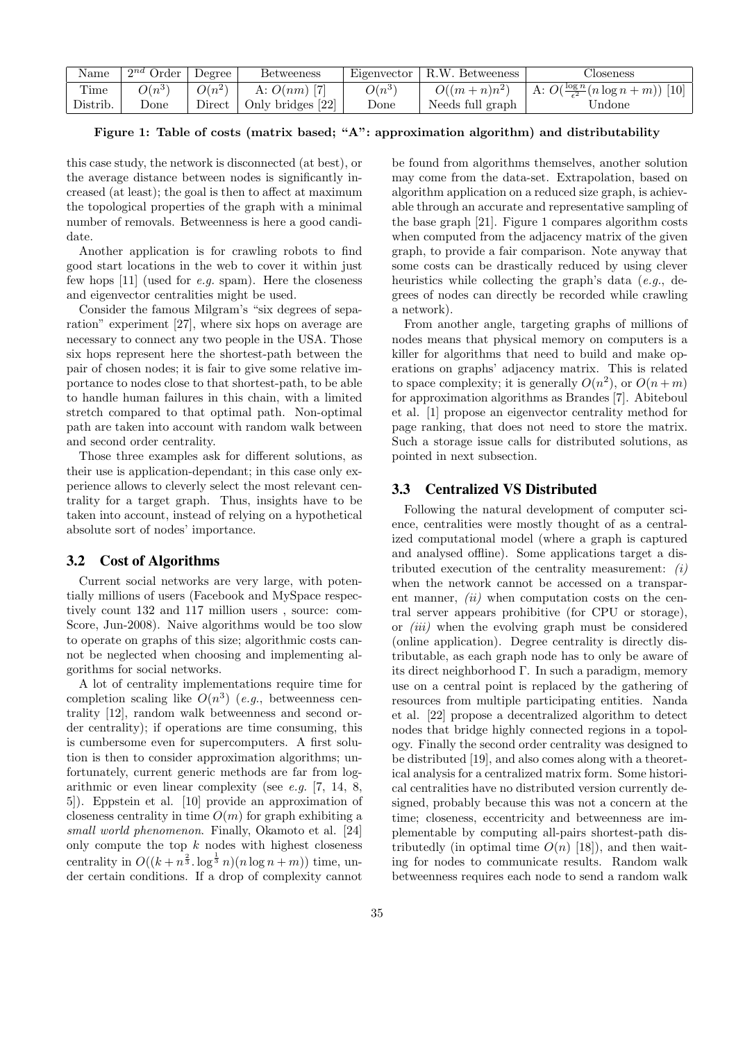| Name | $2^{nd}$ Order | Degree | Betweeness | Eigenvector | R.W. Betweeness | Closeness |
|---|---|---|---|---|---|---|
| Time | $O(n^3)$ | $O(n^2)$ | A: $O(nm)$ [7] | $O(n^3)$ | $O((m+n)n^2)$ | A: $O(\frac{\log n}{\epsilon^2}(n\log n + m))$ [10] |
| Distrib. | Done | Direct | Only bridges [22] | Done | Needs full graph | Undone |

**Figure 1: Table of costs (matrix based; "A": approximation algorithm) and distributability**

this case study, the network is disconnected (at best), or the average distance between nodes is significantly increased (at least); the goal is then to affect at maximum the topological properties of the graph with a minimal number of removals. Betweenness is here a good candidate.

Another application is for crawling robots to find good start locations in the web to cover it within just few hops [11] (used for *e.g.* spam). Here the closeness and eigenvector centralities might be used.

Consider the famous Milgram's "six degrees of separation" experiment [27], where six hops on average are necessary to connect any two people in the USA. Those six hops represent here the shortest-path between the pair of chosen nodes; it is fair to give some relative importance to nodes close to that shortest-path, to be able to handle human failures in this chain, with a limited stretch compared to that optimal path. Non-optimal path are taken into account with random walk between and second order centrality.

Those three examples ask for different solutions, as their use is application-dependant; in this case only experience allows to cleverly select the most relevant centrality for a target graph. Thus, insights have to be taken into account, instead of relying on a hypothetical absolute sort of nodes' importance.

## 3.2 Cost of Algorithms

Current social networks are very large, with potentially millions of users (Facebook and MySpace respectively count 132 and 117 million users , source: comScore, Jun-2008). Naive algorithms would be too slow to operate on graphs of this size; algorithmic costs cannot be neglected when choosing and implementing algorithms for social networks.

A lot of centrality implementations require time for completion scaling like $O(n^3)$ (*e.g.*, betweenness centrality [12], random walk betweenness and second order centrality); if operations are time consuming, this is cumbersome even for supercomputers. A first solution is then to consider approximation algorithms; unfortunately, current generic methods are far from logarithmic or even linear complexity (see *e.g.* [7, 14, 8, 5]). Eppstein et al. [10] provide an approximation of closeness centrality in time $O(m)$ for graph exhibiting a *small world phenomenon*. Finally, Okamoto et al. [24] only compute the top $k$ nodes with highest closeness centrality in $O((k + n^{\frac{2}{3}}.\log^{\frac{1}{3}} n)(n\log n + m))$ time, under certain conditions. If a drop of complexity cannot be found from algorithms themselves, another solution may come from the data-set. Extrapolation, based on algorithm application on a reduced size graph, is achievable through an accurate and representative sampling of the base graph [21]. Figure 1 compares algorithm costs when computed from the adjacency matrix of the given graph, to provide a fair comparison. Note anyway that some costs can be drastically reduced by using clever heuristics while collecting the graph's data (*e.g.*, degrees of nodes can directly be recorded while crawling a network).

From another angle, targeting graphs of millions of nodes means that physical memory on computers is a killer for algorithms that need to build and make operations on graphs' adjacency matrix. This is related to space complexity; it is generally $O(n^2)$, or $O(n+m)$ for approximation algorithms as Brandes [7]. Abiteboul et al. [1] propose an eigenvector centrality method for page ranking, that does not need to store the matrix. Such a storage issue calls for distributed solutions, as pointed in next subsection.

## 3.3 Centralized VS Distributed

Following the natural development of computer science, centralities were mostly thought of as a centralized computational model (where a graph is captured and analysed offline). Some applications target a distributed execution of the centrality measurement: *(i)* when the network cannot be accessed on a transparent manner, *(ii)* when computation costs on the central server appears prohibitive (for CPU or storage), or *(iii)* when the evolving graph must be considered (online application). Degree centrality is directly distributable, as each graph node has to only be aware of its direct neighborhood $\Gamma$. In such a paradigm, memory use on a central point is replaced by the gathering of resources from multiple participating entities. Nanda et al. [22] propose a decentralized algorithm to detect nodes that bridge highly connected regions in a topology. Finally the second order centrality was designed to be distributed [19], and also comes along with a theoretical analysis for a centralized matrix form. Some historical centralities have no distributed version currently designed, probably because this was not a concern at the time; closeness, eccentricity and betweenness are implementable by computing all-pairs shortest-path distributedly (in optimal time $O(n)$ [18]), and then waiting for nodes to communicate results. Random walk betweenness requires each node to send a random walk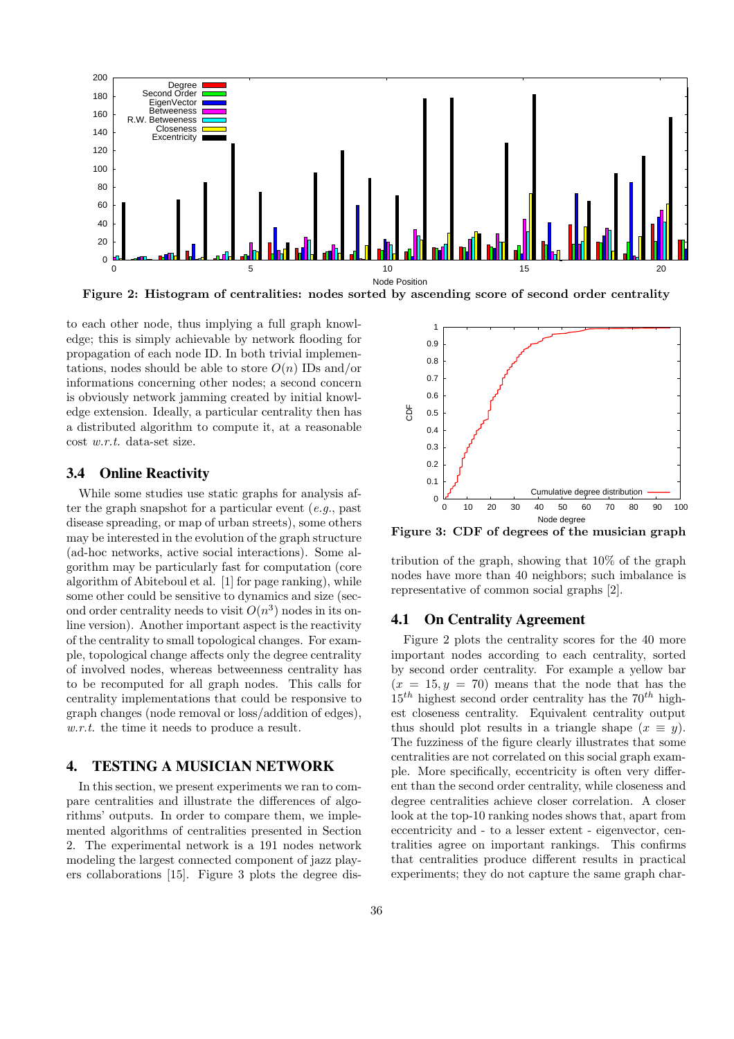Figure 2: Histogram of centralities: nodes sorted by ascending score of second order centrality

to each other node, thus implying a full graph knowledge; this is simply achievable by network flooding for propagation of each node ID. In both trivial implementations, nodes should be able to store $O(n)$ IDs and/or informations concerning other nodes; a second concern is obviously network jamming created by initial knowledge extension. Ideally, a particular centrality then has a distributed algorithm to compute it, at a reasonable cost *w.r.t.* data-set size.

### 3.4 Online Reactivity

While some studies use static graphs for analysis after the graph snapshot for a particular event (*e.g.*, past disease spreading, or map of urban streets), some others may be interested in the evolution of the graph structure (ad-hoc networks, active social interactions). Some algorithm may be particularly fast for computation (core algorithm of Abiteboul et al. [1] for page ranking), while some other could be sensitive to dynamics and size (second order centrality needs to visit $O(n^3)$ nodes in its online version). Another important aspect is the reactivity of the centrality to small topological changes. For example, topological change affects only the degree centrality of involved nodes, whereas betweenness centrality has to be recomputed for all graph nodes. This calls for centrality implementations that could be responsive to graph changes (node removal or loss/addition of edges), *w.r.t.* the time it needs to produce a result.

## 4. TESTING A MUSICIAN NETWORK

In this section, we present experiments we ran to compare centralities and illustrate the differences of algorithms' outputs. In order to compare them, we implemented algorithms of centralities presented in Section 2. The experimental network is a 191 nodes network modeling the largest connected component of jazz players collaborations [15]. Figure 3 plots the degree distribution of the graph, showing that 10% of the graph nodes have more than 40 neighbors; such imbalance is representative of common social graphs [2].

Figure 3: CDF of degrees of the musician graph

### 4.1 On Centrality Agreement

Figure 2 plots the centrality scores for the 40 more important nodes according to each centrality, sorted by second order centrality. For example a yellow bar ($x = 15, y = 70$) means that the node that has the $15^{th}$ highest second order centrality has the $70^{th}$ highest closeness centrality. Equivalent centrality output thus should plot results in a triangle shape ($x \equiv y$). The fuzziness of the figure clearly illustrates that some centralities are not correlated on this social graph example. More specifically, eccentricity is often very different than the second order centrality, while closeness and degree centralities achieve closer correlation. A closer look at the top-10 ranking nodes shows that, apart from eccentricity and - to a lesser extent - eigenvector, centralities agree on important rankings. This confirms that centralities produce different results in practical experiments; they do not capture the same graph char-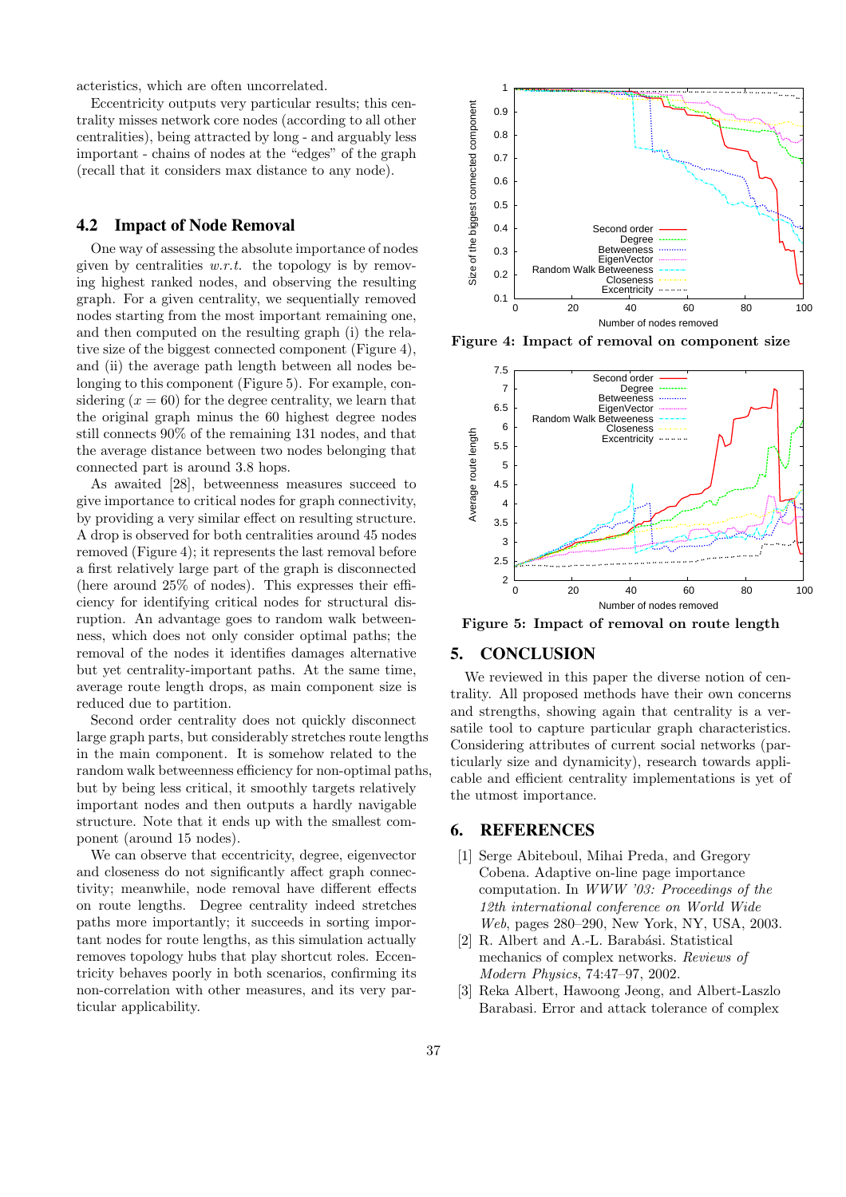acteristics, which are often uncorrelated.

Eccentricity outputs very particular results; this centrality misses network core nodes (according to all other centralities), being attracted by long - and arguably less important - chains of nodes at the "edges" of the graph (recall that it considers max distance to any node).

### 4.2 Impact of Node Removal

One way of assessing the absolute importance of nodes given by centralities *w.r.t.* the topology is by removing highest ranked nodes, and observing the resulting graph. For a given centrality, we sequentially removed nodes starting from the most important remaining one, and then computed on the resulting graph (i) the relative size of the biggest connected component (Figure 4), and (ii) the average path length between all nodes belonging to this component (Figure 5). For example, considering ($x = 60$) for the degree centrality, we learn that the original graph minus the 60 highest degree nodes still connects 90% of the remaining 131 nodes, and that the average distance between two nodes belonging that connected part is around 3.8 hops.

As awaited [28], betweenness measures succeed to give importance to critical nodes for graph connectivity, by providing a very similar effect on resulting structure. A drop is observed for both centralities around 45 nodes removed (Figure 4); it represents the last removal before a first relatively large part of the graph is disconnected (here around 25% of nodes). This expresses their efficiency for identifying critical nodes for structural disruption. An advantage goes to random walk betweenness, which does not only consider optimal paths; the removal of the nodes it identifies damages alternative but yet centrality-important paths. At the same time, average route length drops, as main component size is reduced due to partition.

Second order centrality does not quickly disconnect large graph parts, but considerably stretches route lengths in the main component. It is somehow related to the random walk betweenness efficiency for non-optimal paths, but by being less critical, it smoothly targets relatively important nodes and then outputs a hardly navigable structure. Note that it ends up with the smallest component (around 15 nodes).

We can observe that eccentricity, degree, eigenvector and closeness do not significantly affect graph connectivity; meanwhile, node removal have different effects on route lengths. Degree centrality indeed stretches paths more importantly; it succeeds in sorting important nodes for route lengths, as this simulation actually removes topology hubs that play shortcut roles. Eccentricity behaves poorly in both scenarios, confirming its non-correlation with other measures, and its very particular applicability.

**Figure 4: Impact of removal on component size**

**Figure 5: Impact of removal on route length**

## 5. CONCLUSION

We reviewed in this paper the diverse notion of centrality. All proposed methods have their own concerns and strengths, showing again that centrality is a versatile tool to capture particular graph characteristics. Considering attributes of current social networks (particularly size and dynamicity), research towards applicable and efficient centrality implementations is yet of the utmost importance.

## 6. REFERENCES

[1] Serge Abiteboul, Mihai Preda, and Gregory Cobena. Adaptive on-line page importance computation. In *WWW '03: Proceedings of the 12th international conference on World Wide Web*, pages 280–290, New York, NY, USA, 2003.

[2] R. Albert and A.-L. Barabási. Statistical mechanics of complex networks. *Reviews of Modern Physics*, 74:47–97, 2002.

[3] Reka Albert, Hawoong Jeong, and Albert-Laszlo Barabasi. Error and attack tolerance of complex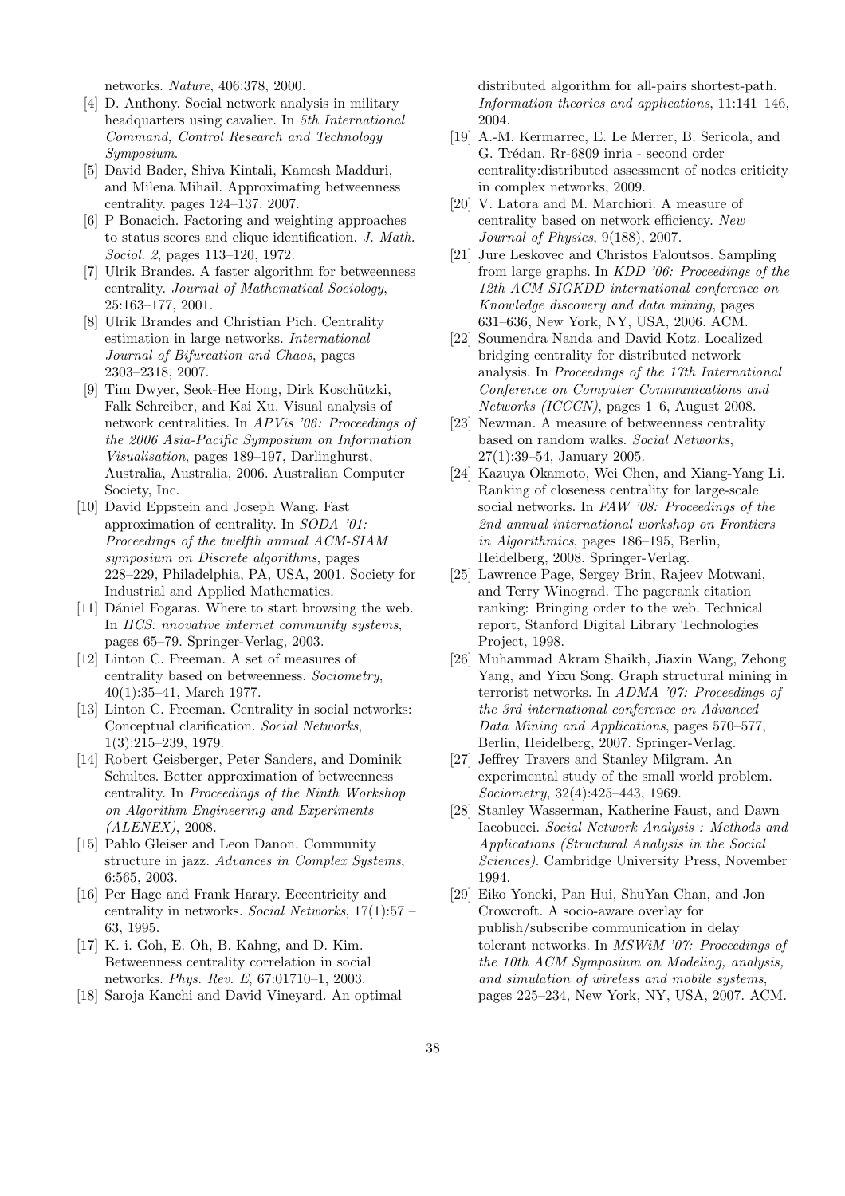networks. *Nature*, 406:378, 2000.

[4] D. Anthony. Social network analysis in military headquarters using cavalier. In *5th International Command, Control Research and Technology Symposium*.

[5] David Bader, Shiva Kintali, Kamesh Madduri, and Milena Mihail. Approximating betweenness centrality. pages 124–137. 2007.

[6] P Bonacich. Factoring and weighting approaches to status scores and clique identification. *J. Math. Sociol. 2*, pages 113–120, 1972.

[7] Ulrik Brandes. A faster algorithm for betweenness centrality. *Journal of Mathematical Sociology*, 25:163–177, 2001.

[8] Ulrik Brandes and Christian Pich. Centrality estimation in large networks. *International Journal of Bifurcation and Chaos*, pages 2303–2318, 2007.

[9] Tim Dwyer, Seok-Hee Hong, Dirk Koschützki, Falk Schreiber, and Kai Xu. Visual analysis of network centralities. In *APVis '06: Proceedings of the 2006 Asia-Pacific Symposium on Information Visualisation*, pages 189–197, Darlinghurst, Australia, Australia, 2006. Australian Computer Society, Inc.

[10] David Eppstein and Joseph Wang. Fast approximation of centrality. In *SODA '01: Proceedings of the twelfth annual ACM-SIAM symposium on Discrete algorithms*, pages 228–229, Philadelphia, PA, USA, 2001. Society for Industrial and Applied Mathematics.

[11] Dániel Fogaras. Where to start browsing the web. In *IICS: nnovative internet community systems*, pages 65–79. Springer-Verlag, 2003.

[12] Linton C. Freeman. A set of measures of centrality based on betweenness. *Sociometry*, 40(1):35–41, March 1977.

[13] Linton C. Freeman. Centrality in social networks: Conceptual clarification. *Social Networks*, 1(3):215–239, 1979.

[14] Robert Geisberger, Peter Sanders, and Dominik Schultes. Better approximation of betweenness centrality. In *Proceedings of the Ninth Workshop on Algorithm Engineering and Experiments (ALENEX)*, 2008.

[15] Pablo Gleiser and Leon Danon. Community structure in jazz. *Advances in Complex Systems*, 6:565, 2003.

[16] Per Hage and Frank Harary. Eccentricity and centrality in networks. *Social Networks*, 17(1):57 – 63, 1995.

[17] K. i. Goh, E. Oh, B. Kahng, and D. Kim. Betweenness centrality correlation in social networks. *Phys. Rev. E*, 67:01710–1, 2003.

[18] Saroja Kanchi and David Vineyard. An optimal distributed algorithm for all-pairs shortest-path. *Information theories and applications*, 11:141–146, 2004.

[19] A.-M. Kermarrec, E. Le Merrer, B. Sericola, and G. Trédan. Rr-6809 inria - second order centrality:distributed assessment of nodes criticity in complex networks, 2009.

[20] V. Latora and M. Marchiori. A measure of centrality based on network efficiency. *New Journal of Physics*, 9(188), 2007.

[21] Jure Leskovec and Christos Faloutsos. Sampling from large graphs. In *KDD '06: Proceedings of the 12th ACM SIGKDD international conference on Knowledge discovery and data mining*, pages 631–636, New York, NY, USA, 2006. ACM.

[22] Soumendra Nanda and David Kotz. Localized bridging centrality for distributed network analysis. In *Proceedings of the 17th International Conference on Computer Communications and Networks (ICCCN)*, pages 1–6, August 2008.

[23] Newman. A measure of betweenness centrality based on random walks. *Social Networks*, 27(1):39–54, January 2005.

[24] Kazuya Okamoto, Wei Chen, and Xiang-Yang Li. Ranking of closeness centrality for large-scale social networks. In *FAW '08: Proceedings of the 2nd annual international workshop on Frontiers in Algorithmics*, pages 186–195, Berlin, Heidelberg, 2008. Springer-Verlag.

[25] Lawrence Page, Sergey Brin, Rajeev Motwani, and Terry Winograd. The pagerank citation ranking: Bringing order to the web. Technical report, Stanford Digital Library Technologies Project, 1998.

[26] Muhammad Akram Shaikh, Jiaxin Wang, Zehong Yang, and Yixu Song. Graph structural mining in terrorist networks. In *ADMA '07: Proceedings of the 3rd international conference on Advanced Data Mining and Applications*, pages 570–577, Berlin, Heidelberg, 2007. Springer-Verlag.

[27] Jeffrey Travers and Stanley Milgram. An experimental study of the small world problem. *Sociometry*, 32(4):425–443, 1969.

[28] Stanley Wasserman, Katherine Faust, and Dawn Iacobucci. *Social Network Analysis : Methods and Applications (Structural Analysis in the Social Sciences)*. Cambridge University Press, November 1994.

[29] Eiko Yoneki, Pan Hui, ShuYan Chan, and Jon Crowcroft. A socio-aware overlay for publish/subscribe communication in delay tolerant networks. In *MSWiM '07: Proceedings of the 10th ACM Symposium on Modeling, analysis, and simulation of wireless and mobile systems*, pages 225–234, New York, NY, USA, 2007. ACM.